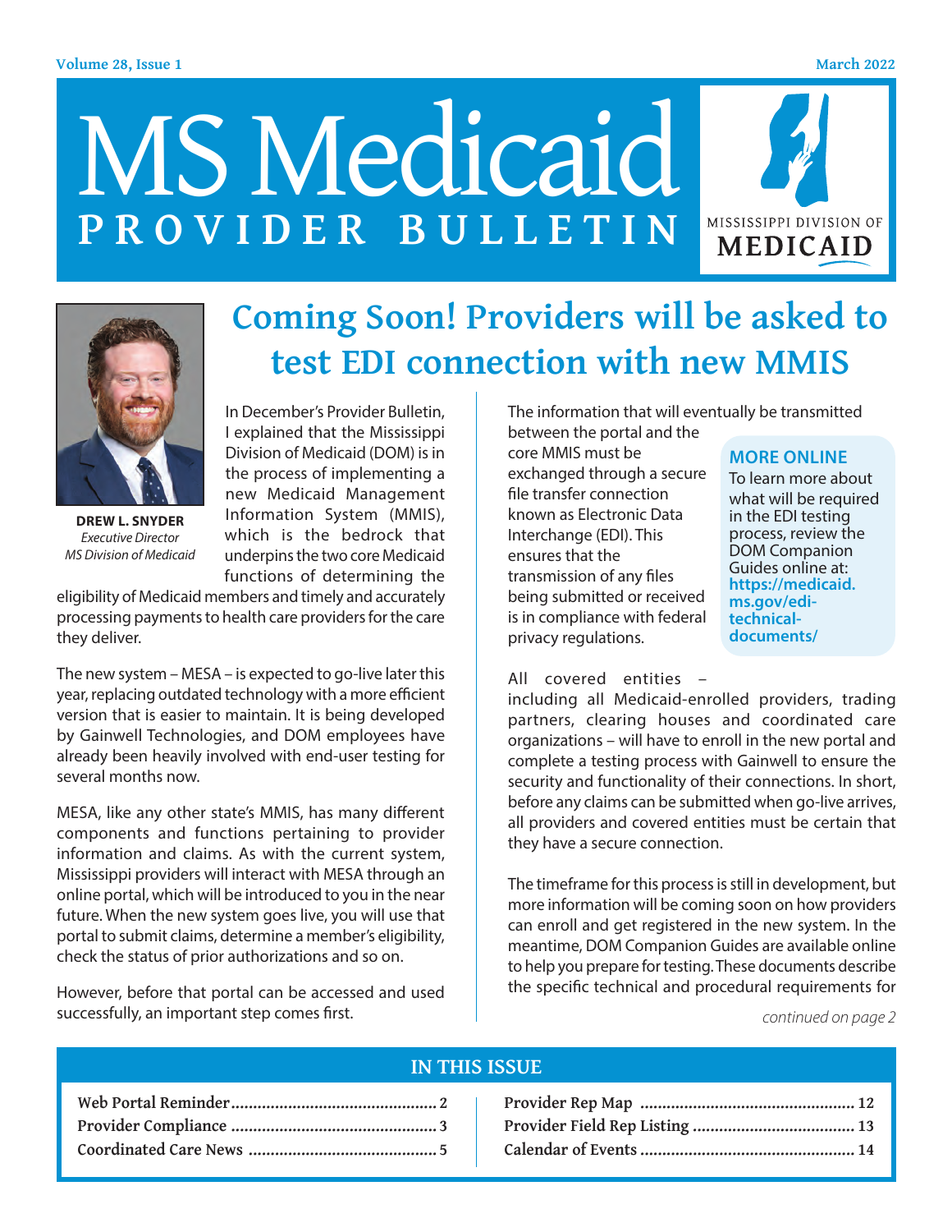# MS Medicaid PROVIDER BULLETIN

MISSISSIPPI DIVISION OF MEDICAID

## Coming Soon! Providers will be asked to test EDI connection with new MMIS

**DREW L. SNYDER**
*Executive Director*
*MS Division of Medicaid*

In December's Provider Bulletin, I explained that the Mississippi Division of Medicaid (DOM) is in the process of implementing a new Medicaid Management Information System (MMIS), which is the bedrock that underpins the two core Medicaid functions of determining the eligibility of Medicaid members and timely and accurately processing payments to health care providers for the care they deliver.

The new system – MESA – is expected to go-live later this year, replacing outdated technology with a more efficient version that is easier to maintain. It is being developed by Gainwell Technologies, and DOM employees have already been heavily involved with end-user testing for several months now.

MESA, like any other state's MMIS, has many different components and functions pertaining to provider information and claims. As with the current system, Mississippi providers will interact with MESA through an online portal, which will be introduced to you in the near future. When the new system goes live, you will use that portal to submit claims, determine a member's eligibility, check the status of prior authorizations and so on.

However, before that portal can be accessed and used successfully, an important step comes first.

The information that will eventually be transmitted between the portal and the core MMIS must be exchanged through a secure file transfer connection known as Electronic Data Interchange (EDI). This ensures that the transmission of any files being submitted or received is in compliance with federal privacy regulations.

> **MORE ONLINE**
> To learn more about what will be required in the EDI testing process, review the DOM Companion Guides online at: **https://medicaid.ms.gov/edi-technical-documents/**

All covered entities – including all Medicaid-enrolled providers, trading partners, clearing houses and coordinated care organizations – will have to enroll in the new portal and complete a testing process with Gainwell to ensure the security and functionality of their connections. In short, before any claims can be submitted when go-live arrives, all providers and covered entities must be certain that they have a secure connection.

The timeframe for this process is still in development, but more information will be coming soon on how providers can enroll and get registered in the new system. In the meantime, DOM Companion Guides are available online to help you prepare for testing. These documents describe the specific technical and procedural requirements for

*continued on page 2*

## IN THIS ISSUE

| | |
|---|---|
| Web Portal Reminder | 2 |
| Provider Compliance | 3 |
| Coordinated Care News | 5 |
| Provider Rep Map | 12 |
| Provider Field Rep Listing | 13 |
| Calendar of Events | 14 |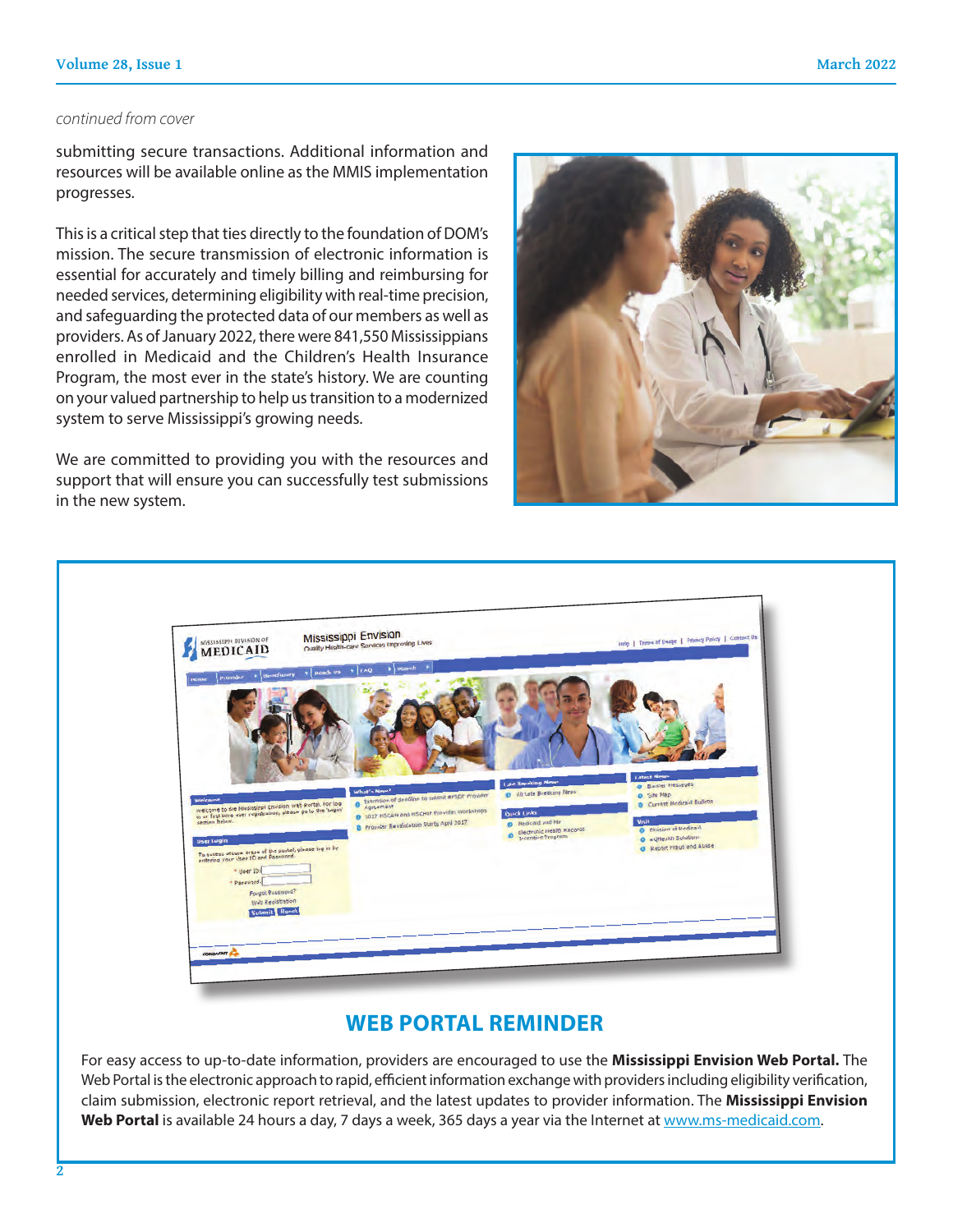*continued from cover*

submitting secure transactions. Additional information and resources will be available online as the MMIS implementation progresses.

This is a critical step that ties directly to the foundation of DOM's mission. The secure transmission of electronic information is essential for accurately and timely billing and reimbursing for needed services, determining eligibility with real-time precision, and safeguarding the protected data of our members as well as providers. As of January 2022, there were 841,550 Mississippians enrolled in Medicaid and the Children's Health Insurance Program, the most ever in the state's history. We are counting on your valued partnership to help us transition to a modernized system to serve Mississippi's growing needs.

We are committed to providing you with the resources and support that will ensure you can successfully test submissions in the new system.

## WEB PORTAL REMINDER

For easy access to up-to-date information, providers are encouraged to use the **Mississippi Envision Web Portal.** The Web Portal is the electronic approach to rapid, efficient information exchange with providers including eligibility verification, claim submission, electronic report retrieval, and the latest updates to provider information. The **Mississippi Envision Web Portal** is available 24 hours a day, 7 days a week, 365 days a year via the Internet at www.ms-medicaid.com.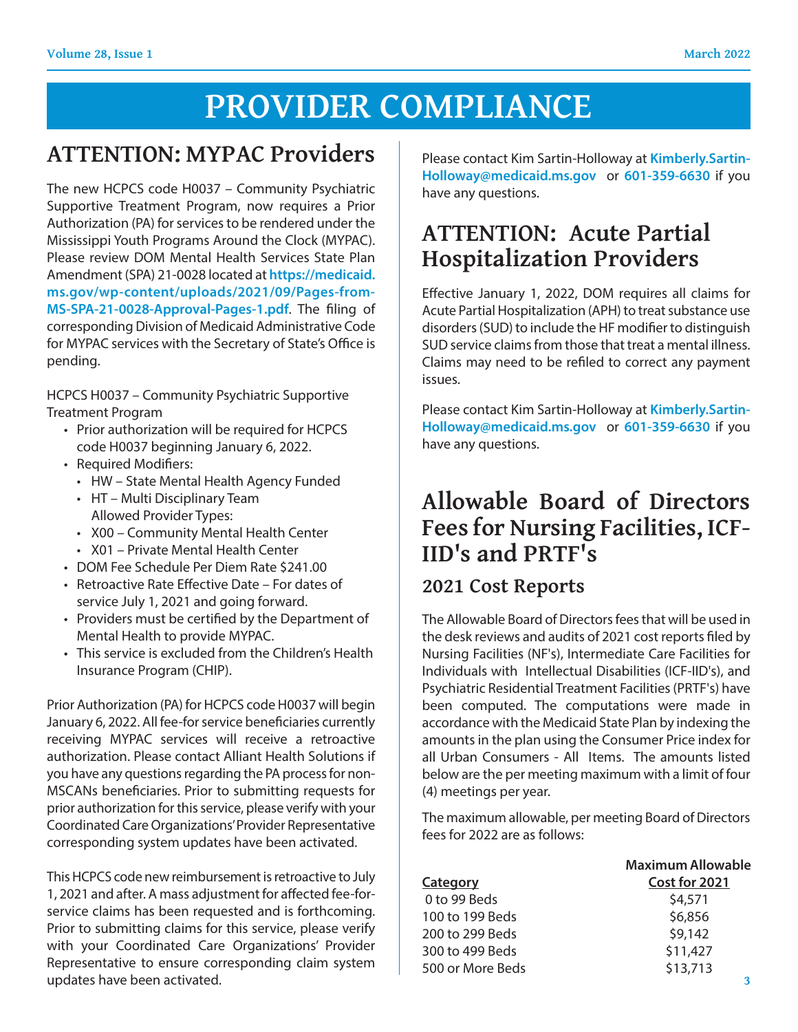# PROVIDER COMPLIANCE

## ATTENTION: MYPAC Providers

The new HCPCS code H0037 – Community Psychiatric Supportive Treatment Program, now requires a Prior Authorization (PA) for services to be rendered under the Mississippi Youth Programs Around the Clock (MYPAC). Please review DOM Mental Health Services State Plan Amendment (SPA) 21-0028 located at **https://medicaid.ms.gov/wp-content/uploads/2021/09/Pages-from-MS-SPA-21-0028-Approval-Pages-1.pdf**. The filing of corresponding Division of Medicaid Administrative Code for MYPAC services with the Secretary of State's Office is pending.

HCPCS H0037 – Community Psychiatric Supportive Treatment Program

- Prior authorization will be required for HCPCS code H0037 beginning January 6, 2022.
- Required Modifiers:
  - HW – State Mental Health Agency Funded
  - HT – Multi Disciplinary Team
    Allowed Provider Types:
  - X00 – Community Mental Health Center
  - X01 – Private Mental Health Center
- DOM Fee Schedule Per Diem Rate $241.00
- Retroactive Rate Effective Date – For dates of service July 1, 2021 and going forward.
- Providers must be certified by the Department of Mental Health to provide MYPAC.
- This service is excluded from the Children's Health Insurance Program (CHIP).

Prior Authorization (PA) for HCPCS code H0037 will begin January 6, 2022. All fee-for service beneficiaries currently receiving MYPAC services will receive a retroactive authorization. Please contact Alliant Health Solutions if you have any questions regarding the PA process for non-MSCANs beneficiaries. Prior to submitting requests for prior authorization for this service, please verify with your Coordinated Care Organizations' Provider Representative corresponding system updates have been activated.

This HCPCS code new reimbursement is retroactive to July 1, 2021 and after. A mass adjustment for affected fee-for-service claims has been requested and is forthcoming. Prior to submitting claims for this service, please verify with your Coordinated Care Organizations' Provider Representative to ensure corresponding claim system updates have been activated.

Please contact Kim Sartin-Holloway at **Kimberly.Sartin-Holloway@medicaid.ms.gov** or **601-359-6630** if you have any questions.

## ATTENTION: Acute Partial Hospitalization Providers

Effective January 1, 2022, DOM requires all claims for Acute Partial Hospitalization (APH) to treat substance use disorders (SUD) to include the HF modifier to distinguish SUD service claims from those that treat a mental illness. Claims may need to be refiled to correct any payment issues.

Please contact Kim Sartin-Holloway at **Kimberly.Sartin-Holloway@medicaid.ms.gov** or **601-359-6630** if you have any questions.

## Allowable Board of Directors Fees for Nursing Facilities, ICF-IID's and PRTF's

### 2021 Cost Reports

The Allowable Board of Directors fees that will be used in the desk reviews and audits of 2021 cost reports filed by Nursing Facilities (NF's), Intermediate Care Facilities for Individuals with Intellectual Disabilities (ICF-IID's), and Psychiatric Residential Treatment Facilities (PRTF's) have been computed. The computations were made in accordance with the Medicaid State Plan by indexing the amounts in the plan using the Consumer Price index for all Urban Consumers - All Items. The amounts listed below are the per meeting maximum with a limit of four (4) meetings per year.

The maximum allowable, per meeting Board of Directors fees for 2022 are as follows:

| Category | Maximum Allowable Cost for 2021 |
|---|---|
| 0 to 99 Beds | $4,571 |
| 100 to 199 Beds | $6,856 |
| 200 to 299 Beds | $9,142 |
| 300 to 499 Beds | $11,427 |
| 500 or More Beds | $13,713 |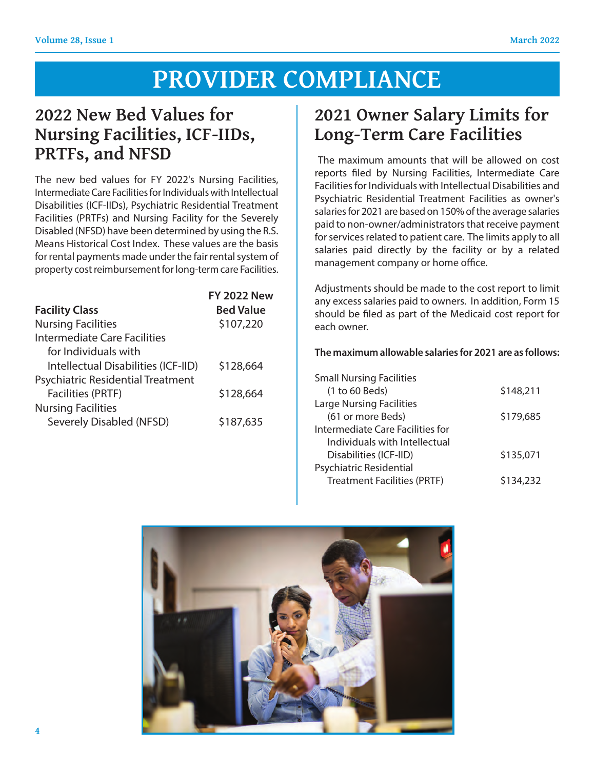# PROVIDER COMPLIANCE

## 2022 New Bed Values for Nursing Facilities, ICF-IIDs, PRTFs, and NFSD

The new bed values for FY 2022's Nursing Facilities, Intermediate Care Facilities for Individuals with Intellectual Disabilities (ICF-IIDs), Psychiatric Residential Treatment Facilities (PRTFs) and Nursing Facility for the Severely Disabled (NFSD) have been determined by using the R.S. Means Historical Cost Index. These values are the basis for rental payments made under the fair rental system of property cost reimbursement for long-term care Facilities.

| Facility Class | FY 2022 New Bed Value |
|---|---|
| Nursing Facilities | $107,220 |
| Intermediate Care Facilities for Individuals with Intellectual Disabilities (ICF-IID) | $128,664 |
| Psychiatric Residential Treatment Facilities (PRTF) | $128,664 |
| Nursing Facilities Severely Disabled (NFSD) | $187,635 |

## 2021 Owner Salary Limits for Long-Term Care Facilities

The maximum amounts that will be allowed on cost reports filed by Nursing Facilities, Intermediate Care Facilities for Individuals with Intellectual Disabilities and Psychiatric Residential Treatment Facilities as owner's salaries for 2021 are based on 150% of the average salaries paid to non-owner/administrators that receive payment for services related to patient care. The limits apply to all salaries paid directly by the facility or by a related management company or home office.

Adjustments should be made to the cost report to limit any excess salaries paid to owners. In addition, Form 15 should be filed as part of the Medicaid cost report for each owner.

**The maximum allowable salaries for 2021 are as follows:**

| Facility | Maximum Salary |
|---|---|
| Small Nursing Facilities (1 to 60 Beds) | $148,211 |
| Large Nursing Facilities (61 or more Beds) | $179,685 |
| Intermediate Care Facilities for Individuals with Intellectual Disabilities (ICF-IID) | $135,071 |
| Psychiatric Residential Treatment Facilities (PRTF) | $134,232 |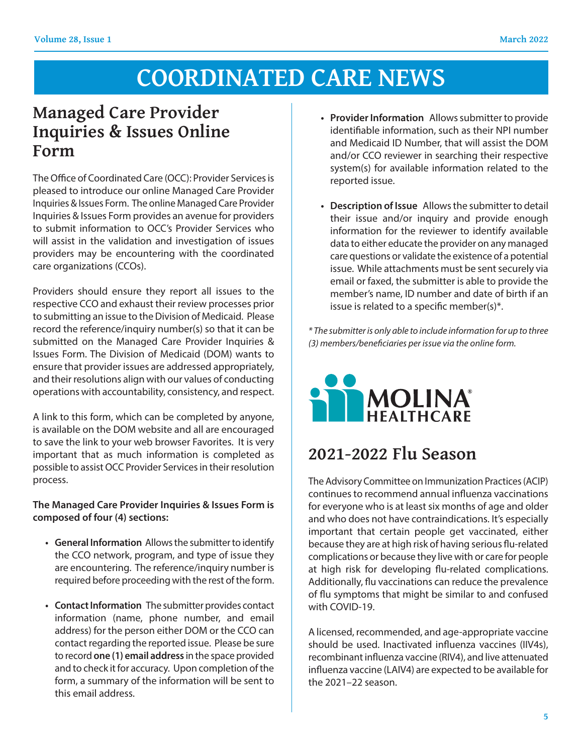# COORDINATED CARE NEWS

## Managed Care Provider Inquiries & Issues Online Form

The Office of Coordinated Care (OCC): Provider Services is pleased to introduce our online Managed Care Provider Inquiries & Issues Form. The online Managed Care Provider Inquiries & Issues Form provides an avenue for providers to submit information to OCC's Provider Services who will assist in the validation and investigation of issues providers may be encountering with the coordinated care organizations (CCOs).

Providers should ensure they report all issues to the respective CCO and exhaust their review processes prior to submitting an issue to the Division of Medicaid. Please record the reference/inquiry number(s) so that it can be submitted on the Managed Care Provider Inquiries & Issues Form. The Division of Medicaid (DOM) wants to ensure that provider issues are addressed appropriately, and their resolutions align with our values of conducting operations with accountability, consistency, and respect.

A link to this form, which can be completed by anyone, is available on the DOM website and all are encouraged to save the link to your web browser Favorites. It is very important that as much information is completed as possible to assist OCC Provider Services in their resolution process.

**The Managed Care Provider Inquiries & Issues Form is composed of four (4) sections:**

- **General Information** Allows the submitter to identify the CCO network, program, and type of issue they are encountering. The reference/inquiry number is required before proceeding with the rest of the form.
- **Contact Information** The submitter provides contact information (name, phone number, and email address) for the person either DOM or the CCO can contact regarding the reported issue. Please be sure to record **one (1) email address** in the space provided and to check it for accuracy. Upon completion of the form, a summary of the information will be sent to this email address.
- **Provider Information** Allows submitter to provide identifiable information, such as their NPI number and Medicaid ID Number, that will assist the DOM and/or CCO reviewer in searching their respective system(s) for available information related to the reported issue.
- **Description of Issue** Allows the submitter to detail their issue and/or inquiry and provide enough information for the reviewer to identify available data to either educate the provider on any managed care questions or validate the existence of a potential issue. While attachments must be sent securely via email or faxed, the submitter is able to provide the member's name, ID number and date of birth if an issue is related to a specific member(s)*.

*\* The submitter is only able to include information for up to three (3) members/beneficiaries per issue via the online form.*

MOLINA® HEALTHCARE

## 2021-2022 Flu Season

The Advisory Committee on Immunization Practices (ACIP) continues to recommend annual influenza vaccinations for everyone who is at least six months of age and older and who does not have contraindications. It's especially important that certain people get vaccinated, either because they are at high risk of having serious flu-related complications or because they live with or care for people at high risk for developing flu-related complications. Additionally, flu vaccinations can reduce the prevalence of flu symptoms that might be similar to and confused with COVID-19.

A licensed, recommended, and age-appropriate vaccine should be used. Inactivated influenza vaccines (IIV4s), recombinant influenza vaccine (RIV4), and live attenuated influenza vaccine (LAIV4) are expected to be available for the 2021–22 season.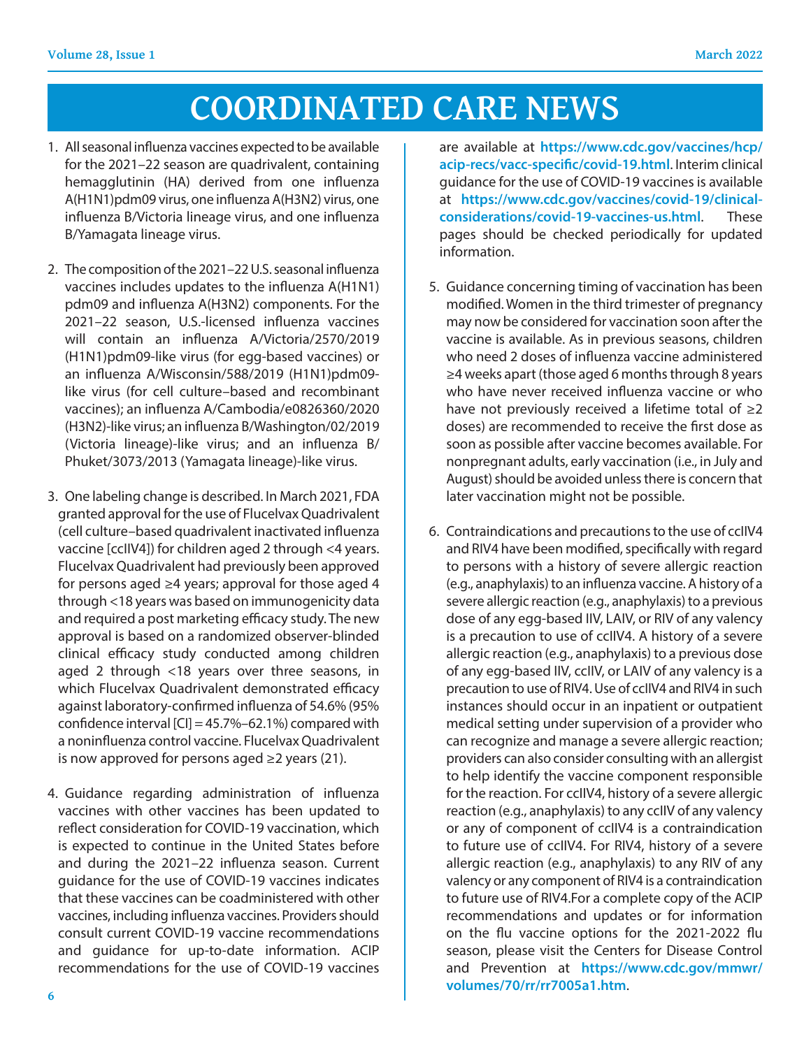# COORDINATED CARE NEWS

1. All seasonal influenza vaccines expected to be available for the 2021–22 season are quadrivalent, containing hemagglutinin (HA) derived from one influenza A(H1N1)pdm09 virus, one influenza A(H3N2) virus, one influenza B/Victoria lineage virus, and one influenza B/Yamagata lineage virus.

2. The composition of the 2021–22 U.S. seasonal influenza vaccines includes updates to the influenza A(H1N1) pdm09 and influenza A(H3N2) components. For the 2021–22 season, U.S.-licensed influenza vaccines will contain an influenza A/Victoria/2570/2019 (H1N1)pdm09-like virus (for egg-based vaccines) or an influenza A/Wisconsin/588/2019 (H1N1)pdm09-like virus (for cell culture–based and recombinant vaccines); an influenza A/Cambodia/e0826360/2020 (H3N2)-like virus; an influenza B/Washington/02/2019 (Victoria lineage)-like virus; and an influenza B/Phuket/3073/2013 (Yamagata lineage)-like virus.

3. One labeling change is described. In March 2021, FDA granted approval for the use of Flucelvax Quadrivalent (cell culture–based quadrivalent inactivated influenza vaccine [ccIIV4]) for children aged 2 through <4 years. Flucelvax Quadrivalent had previously been approved for persons aged ≥4 years; approval for those aged 4 through <18 years was based on immunogenicity data and required a post marketing efficacy study. The new approval is based on a randomized observer-blinded clinical efficacy study conducted among children aged 2 through <18 years over three seasons, in which Flucelvax Quadrivalent demonstrated efficacy against laboratory-confirmed influenza of 54.6% (95% confidence interval [CI] = 45.7%–62.1%) compared with a noninfluenza control vaccine. Flucelvax Quadrivalent is now approved for persons aged ≥2 years (21).

4. Guidance regarding administration of influenza vaccines with other vaccines has been updated to reflect consideration for COVID-19 vaccination, which is expected to continue in the United States before and during the 2021–22 influenza season. Current guidance for the use of COVID-19 vaccines indicates that these vaccines can be coadministered with other vaccines, including influenza vaccines. Providers should consult current COVID-19 vaccine recommendations and guidance for up-to-date information. ACIP recommendations for the use of COVID-19 vaccines are available at **https://www.cdc.gov/vaccines/hcp/acip-recs/vacc-specific/covid-19.html**. Interim clinical guidance for the use of COVID-19 vaccines is available at **https://www.cdc.gov/vaccines/covid-19/clinical-considerations/covid-19-vaccines-us.html**. These pages should be checked periodically for updated information.

5. Guidance concerning timing of vaccination has been modified. Women in the third trimester of pregnancy may now be considered for vaccination soon after the vaccine is available. As in previous seasons, children who need 2 doses of influenza vaccine administered ≥4 weeks apart (those aged 6 months through 8 years who have never received influenza vaccine or who have not previously received a lifetime total of ≥2 doses) are recommended to receive the first dose as soon as possible after vaccine becomes available. For nonpregnant adults, early vaccination (i.e., in July and August) should be avoided unless there is concern that later vaccination might not be possible.

6. Contraindications and precautions to the use of ccIIV4 and RIV4 have been modified, specifically with regard to persons with a history of severe allergic reaction (e.g., anaphylaxis) to an influenza vaccine. A history of a severe allergic reaction (e.g., anaphylaxis) to a previous dose of any egg-based IIV, LAIV, or RIV of any valency is a precaution to use of ccIIV4. A history of a severe allergic reaction (e.g., anaphylaxis) to a previous dose of any egg-based IIV, ccIIV, or LAIV of any valency is a precaution to use of RIV4. Use of ccIIV4 and RIV4 in such instances should occur in an inpatient or outpatient medical setting under supervision of a provider who can recognize and manage a severe allergic reaction; providers can also consider consulting with an allergist to help identify the vaccine component responsible for the reaction. For ccIIV4, history of a severe allergic reaction (e.g., anaphylaxis) to any ccIIV of any valency or any of component of ccIIV4 is a contraindication to future use of ccIIV4. For RIV4, history of a severe allergic reaction (e.g., anaphylaxis) to any RIV of any valency or any component of RIV4 is a contraindication to future use of RIV4.For a complete copy of the ACIP recommendations and updates or for information on the flu vaccine options for the 2021-2022 flu season, please visit the Centers for Disease Control and Prevention at **https://www.cdc.gov/mmwr/volumes/70/rr/rr7005a1.htm**.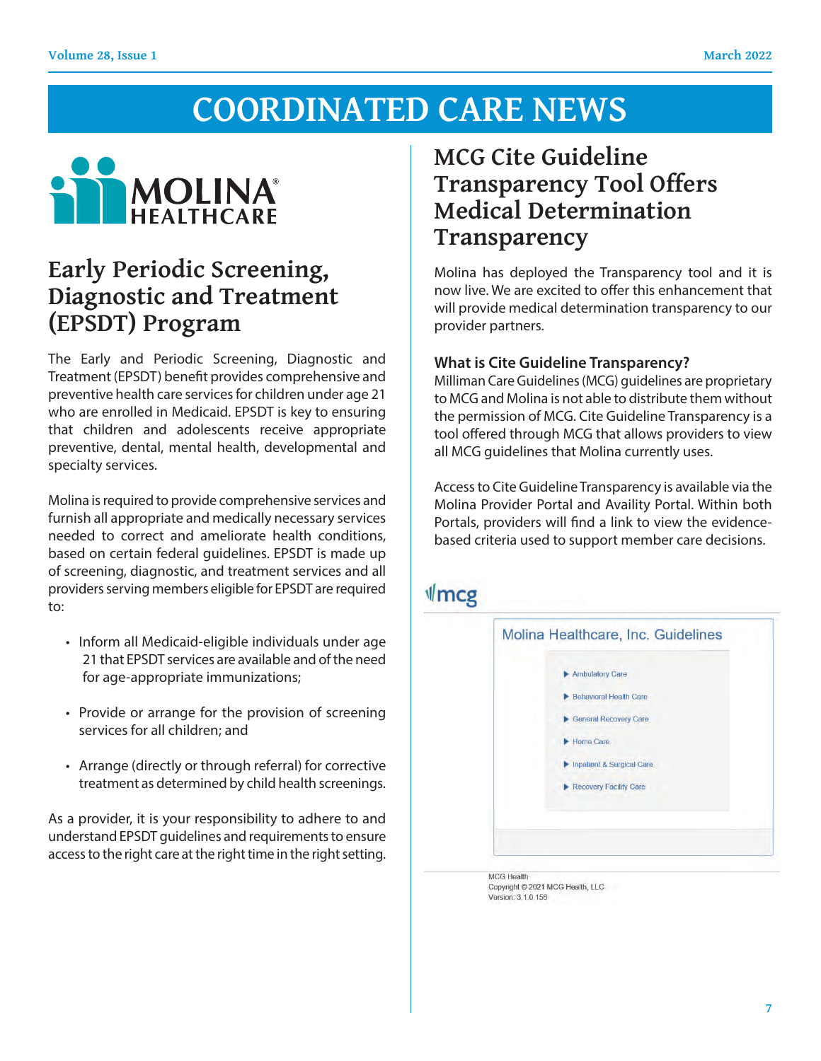# COORDINATED CARE NEWS

## Early Periodic Screening, Diagnostic and Treatment (EPSDT) Program

The Early and Periodic Screening, Diagnostic and Treatment (EPSDT) benefit provides comprehensive and preventive health care services for children under age 21 who are enrolled in Medicaid. EPSDT is key to ensuring that children and adolescents receive appropriate preventive, dental, mental health, developmental and specialty services.

Molina is required to provide comprehensive services and furnish all appropriate and medically necessary services needed to correct and ameliorate health conditions, based on certain federal guidelines. EPSDT is made up of screening, diagnostic, and treatment services and all providers serving members eligible for EPSDT are required to:

- Inform all Medicaid-eligible individuals under age 21 that EPSDT services are available and of the need for age-appropriate immunizations;
- Provide or arrange for the provision of screening services for all children; and
- Arrange (directly or through referral) for corrective treatment as determined by child health screenings.

As a provider, it is your responsibility to adhere to and understand EPSDT guidelines and requirements to ensure access to the right care at the right time in the right setting.

## MCG Cite Guideline Transparency Tool Offers Medical Determination Transparency

Molina has deployed the Transparency tool and it is now live. We are excited to offer this enhancement that will provide medical determination transparency to our provider partners.

### What is Cite Guideline Transparency?

Milliman Care Guidelines (MCG) guidelines are proprietary to MCG and Molina is not able to distribute them without the permission of MCG. Cite Guideline Transparency is a tool offered through MCG that allows providers to view all MCG guidelines that Molina currently uses.

Access to Cite Guideline Transparency is available via the Molina Provider Portal and Availity Portal. Within both Portals, providers will find a link to view the evidence-based criteria used to support member care decisions.

mcg

Molina Healthcare, Inc. Guidelines

- Ambulatory Care
- Behavioral Health Care
- General Recovery Care
- Home Care
- Inpatient & Surgical Care
- Recovery Facility Care

MCG Health
Copyright © 2021 MCG Health, LLC
Version: 3.1.0.156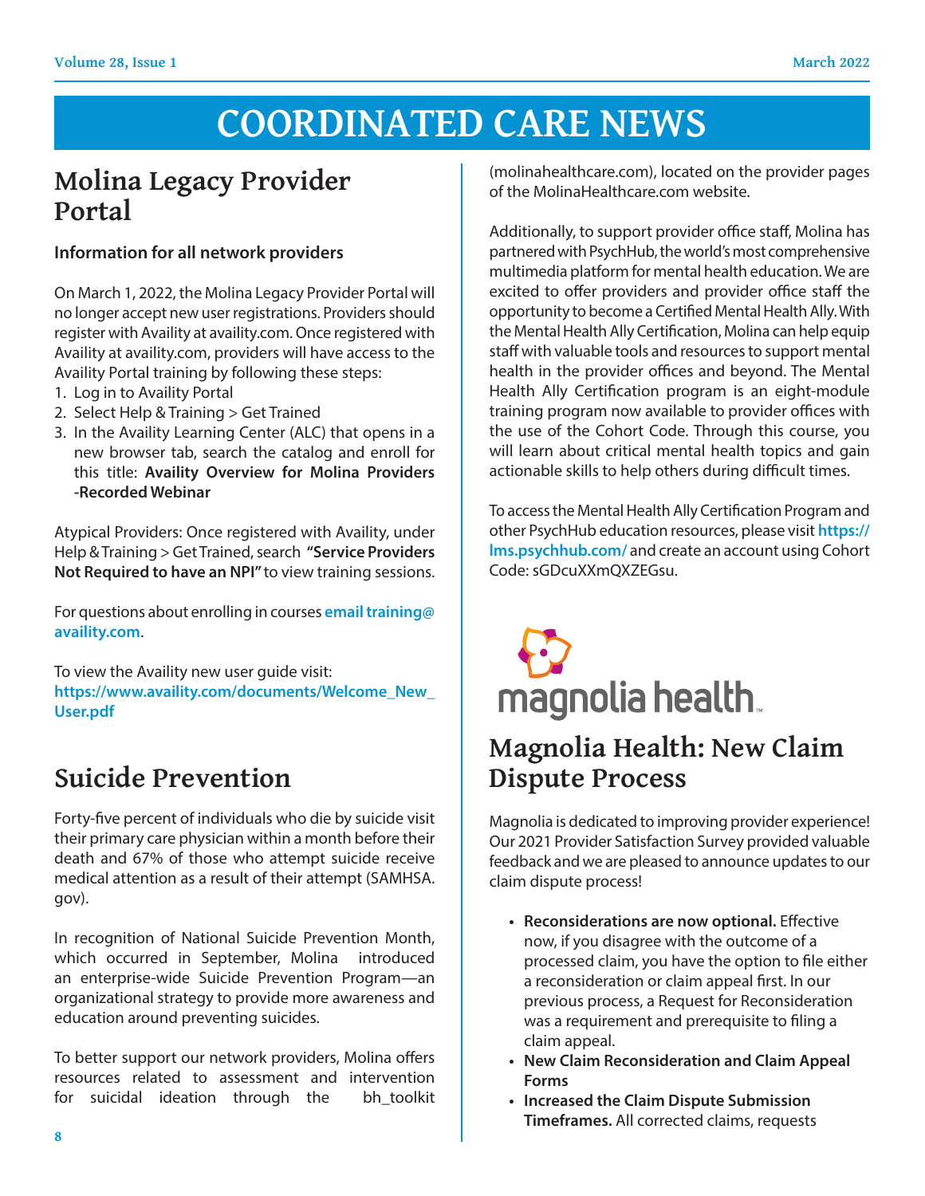# COORDINATED CARE NEWS

## Molina Legacy Provider Portal

**Information for all network providers**

On March 1, 2022, the Molina Legacy Provider Portal will no longer accept new user registrations. Providers should register with Availity at availity.com. Once registered with Availity at availity.com, providers will have access to the Availity Portal training by following these steps:

1. Log in to Availity Portal
2. Select Help & Training > Get Trained
3. In the Availity Learning Center (ALC) that opens in a new browser tab, search the catalog and enroll for this title: **Availity Overview for Molina Providers -Recorded Webinar**

Atypical Providers: Once registered with Availity, under Help & Training > Get Trained, search **"Service Providers Not Required to have an NPI"** to view training sessions.

For questions about enrolling in courses **email training@availity.com**.

To view the Availity new user guide visit:
**https://www.availity.com/documents/Welcome_New_User.pdf**

## Suicide Prevention

Forty-five percent of individuals who die by suicide visit their primary care physician within a month before their death and 67% of those who attempt suicide receive medical attention as a result of their attempt (SAMHSA.gov).

In recognition of National Suicide Prevention Month, which occurred in September, Molina introduced an enterprise-wide Suicide Prevention Program—an organizational strategy to provide more awareness and education around preventing suicides.

To better support our network providers, Molina offers resources related to assessment and intervention for suicidal ideation through the bh_toolkit (molinahealthcare.com), located on the provider pages of the MolinaHealthcare.com website.

Additionally, to support provider office staff, Molina has partnered with PsychHub, the world's most comprehensive multimedia platform for mental health education. We are excited to offer providers and provider office staff the opportunity to become a Certified Mental Health Ally. With the Mental Health Ally Certification, Molina can help equip staff with valuable tools and resources to support mental health in the provider offices and beyond. The Mental Health Ally Certification program is an eight-module training program now available to provider offices with the use of the Cohort Code. Through this course, you will learn about critical mental health topics and gain actionable skills to help others during difficult times.

To access the Mental Health Ally Certification Program and other PsychHub education resources, please visit **https://lms.psychhub.com/** and create an account using Cohort Code: sGDcuXXmQXZEGsu.

magnolia health

## Magnolia Health: New Claim Dispute Process

Magnolia is dedicated to improving provider experience! Our 2021 Provider Satisfaction Survey provided valuable feedback and we are pleased to announce updates to our claim dispute process!

- **Reconsiderations are now optional.** Effective now, if you disagree with the outcome of a processed claim, you have the option to file either a reconsideration or claim appeal first. In our previous process, a Request for Reconsideration was a requirement and prerequisite to filing a claim appeal.
- **New Claim Reconsideration and Claim Appeal Forms**
- **Increased the Claim Dispute Submission Timeframes.** All corrected claims, requests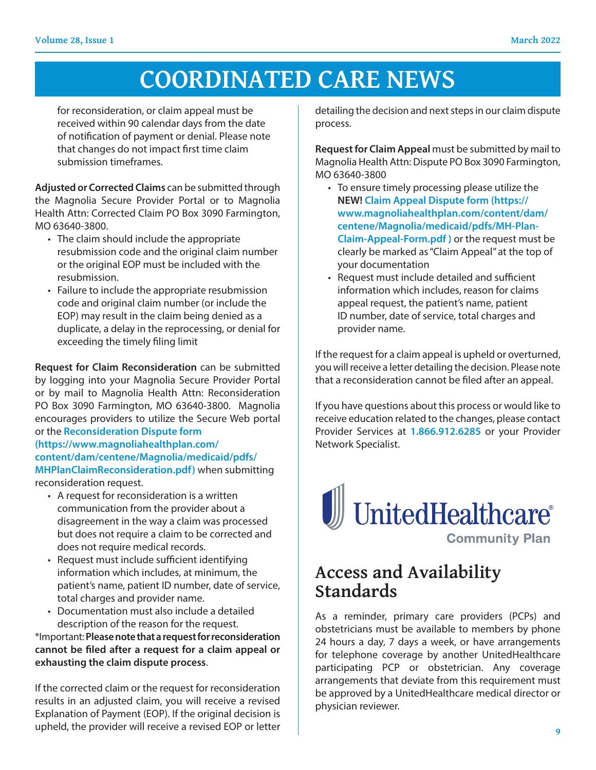for reconsideration, or claim appeal must be received within 90 calendar days from the date of notification of payment or denial. Please note that changes do not impact first time claim submission timeframes.

**Adjusted or Corrected Claims** can be submitted through the Magnolia Secure Provider Portal or to Magnolia Health Attn: Corrected Claim PO Box 3090 Farmington, MO 63640-3800.

- The claim should include the appropriate resubmission code and the original claim number or the original EOP must be included with the resubmission.
- Failure to include the appropriate resubmission code and original claim number (or include the EOP) may result in the claim being denied as a duplicate, a delay in the reprocessing, or denial for exceeding the timely filing limit

**Request for Claim Reconsideration** can be submitted by logging into your Magnolia Secure Provider Portal or by mail to Magnolia Health Attn: Reconsideration PO Box 3090 Farmington, MO 63640-3800. Magnolia encourages providers to utilize the Secure Web portal or the **Reconsideration Dispute form (https://www.magnoliahealthplan.com/content/dam/centene/Magnolia/medicaid/pdfs/MHPlanClaimReconsideration.pdf)** when submitting reconsideration request.

- A request for reconsideration is a written communication from the provider about a disagreement in the way a claim was processed but does not require a claim to be corrected and does not require medical records.
- Request must include sufficient identifying information which includes, at minimum, the patient's name, patient ID number, date of service, total charges and provider name.
- Documentation must also include a detailed description of the reason for the request.

*Important: **Please note that a request for reconsideration cannot be filed after a request for a claim appeal or exhausting the claim dispute process**.

If the corrected claim or the request for reconsideration results in an adjusted claim, you will receive a revised Explanation of Payment (EOP). If the original decision is upheld, the provider will receive a revised EOP or letter detailing the decision and next steps in our claim dispute process.

**Request for Claim Appeal** must be submitted by mail to Magnolia Health Attn: Dispute PO Box 3090 Farmington, MO 63640-3800

- To ensure timely processing please utilize the **NEW! Claim Appeal Dispute form (https://www.magnoliahealthplan.com/content/dam/centene/Magnolia/medicaid/pdfs/MH-Plan-Claim-Appeal-Form.pdf )** or the request must be clearly be marked as "Claim Appeal" at the top of your documentation
- Request must include detailed and sufficient information which includes, reason for claims appeal request, the patient's name, patient ID number, date of service, total charges and provider name.

If the request for a claim appeal is upheld or overturned, you will receive a letter detailing the decision. Please note that a reconsideration cannot be filed after an appeal.

If you have questions about this process or would like to receive education related to the changes, please contact Provider Services at **1.866.912.6285** or your Provider Network Specialist.

UnitedHealthcare® Community Plan

## Access and Availability Standards

As a reminder, primary care providers (PCPs) and obstetricians must be available to members by phone 24 hours a day, 7 days a week, or have arrangements for telephone coverage by another UnitedHealthcare participating PCP or obstetrician. Any coverage arrangements that deviate from this requirement must be approved by a UnitedHealthcare medical director or physician reviewer.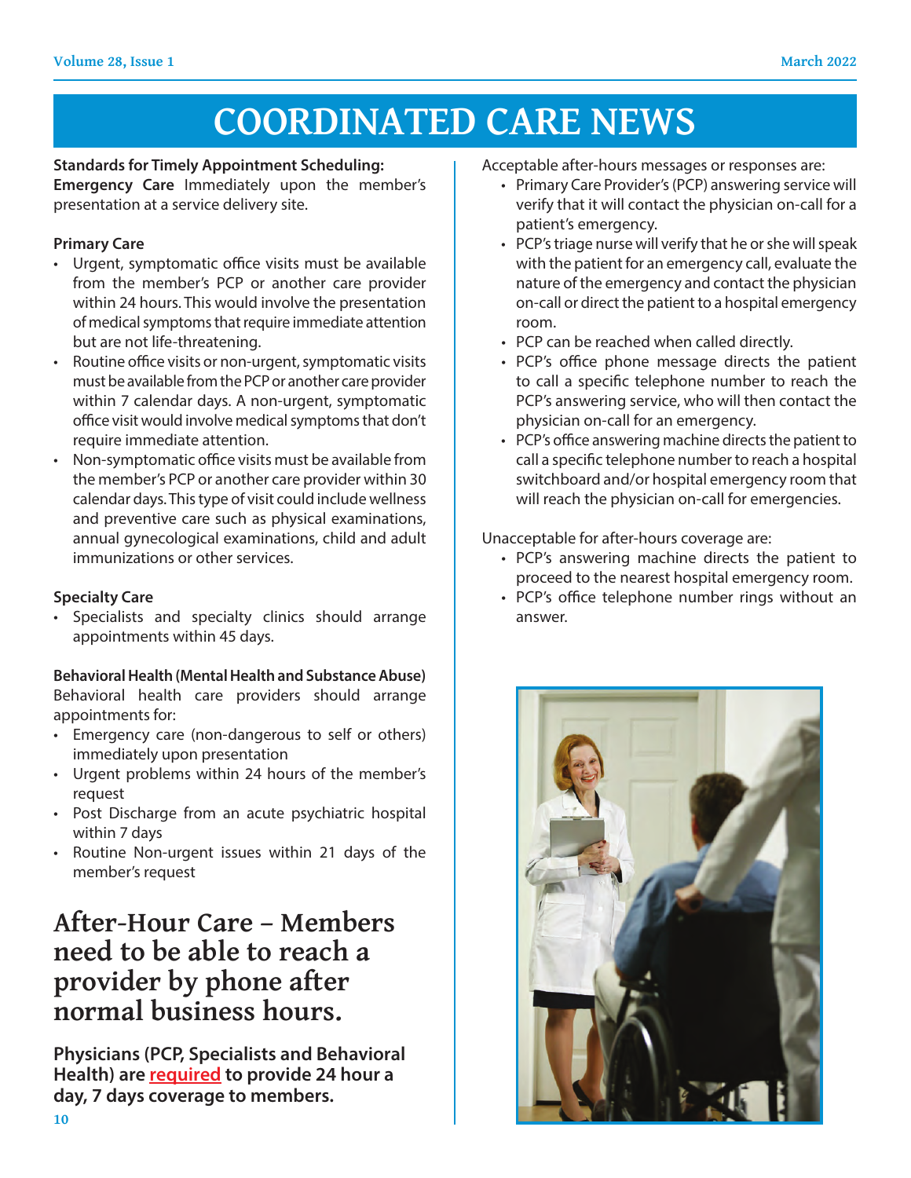# COORDINATED CARE NEWS

**Standards for Timely Appointment Scheduling:**
**Emergency Care** Immediately upon the member's presentation at a service delivery site.

**Primary Care**

- Urgent, symptomatic office visits must be available from the member's PCP or another care provider within 24 hours. This would involve the presentation of medical symptoms that require immediate attention but are not life-threatening.
- Routine office visits or non-urgent, symptomatic visits must be available from the PCP or another care provider within 7 calendar days. A non-urgent, symptomatic office visit would involve medical symptoms that don't require immediate attention.
- Non-symptomatic office visits must be available from the member's PCP or another care provider within 30 calendar days. This type of visit could include wellness and preventive care such as physical examinations, annual gynecological examinations, child and adult immunizations or other services.

**Specialty Care**

- Specialists and specialty clinics should arrange appointments within 45 days.

**Behavioral Health (Mental Health and Substance Abuse)**
Behavioral health care providers should arrange appointments for:

- Emergency care (non-dangerous to self or others) immediately upon presentation
- Urgent problems within 24 hours of the member's request
- Post Discharge from an acute psychiatric hospital within 7 days
- Routine Non-urgent issues within 21 days of the member's request

## After-Hour Care – Members need to be able to reach a provider by phone after normal business hours.

**Physicians (PCP, Specialists and Behavioral Health) are required to provide 24 hour a day, 7 days coverage to members.**

Acceptable after-hours messages or responses are:

- Primary Care Provider's (PCP) answering service will verify that it will contact the physician on-call for a patient's emergency.
- PCP's triage nurse will verify that he or she will speak with the patient for an emergency call, evaluate the nature of the emergency and contact the physician on-call or direct the patient to a hospital emergency room.
- PCP can be reached when called directly.
- PCP's office phone message directs the patient to call a specific telephone number to reach the PCP's answering service, who will then contact the physician on-call for an emergency.
- PCP's office answering machine directs the patient to call a specific telephone number to reach a hospital switchboard and/or hospital emergency room that will reach the physician on-call for emergencies.

Unacceptable for after-hours coverage are:

- PCP's answering machine directs the patient to proceed to the nearest hospital emergency room.
- PCP's office telephone number rings without an answer.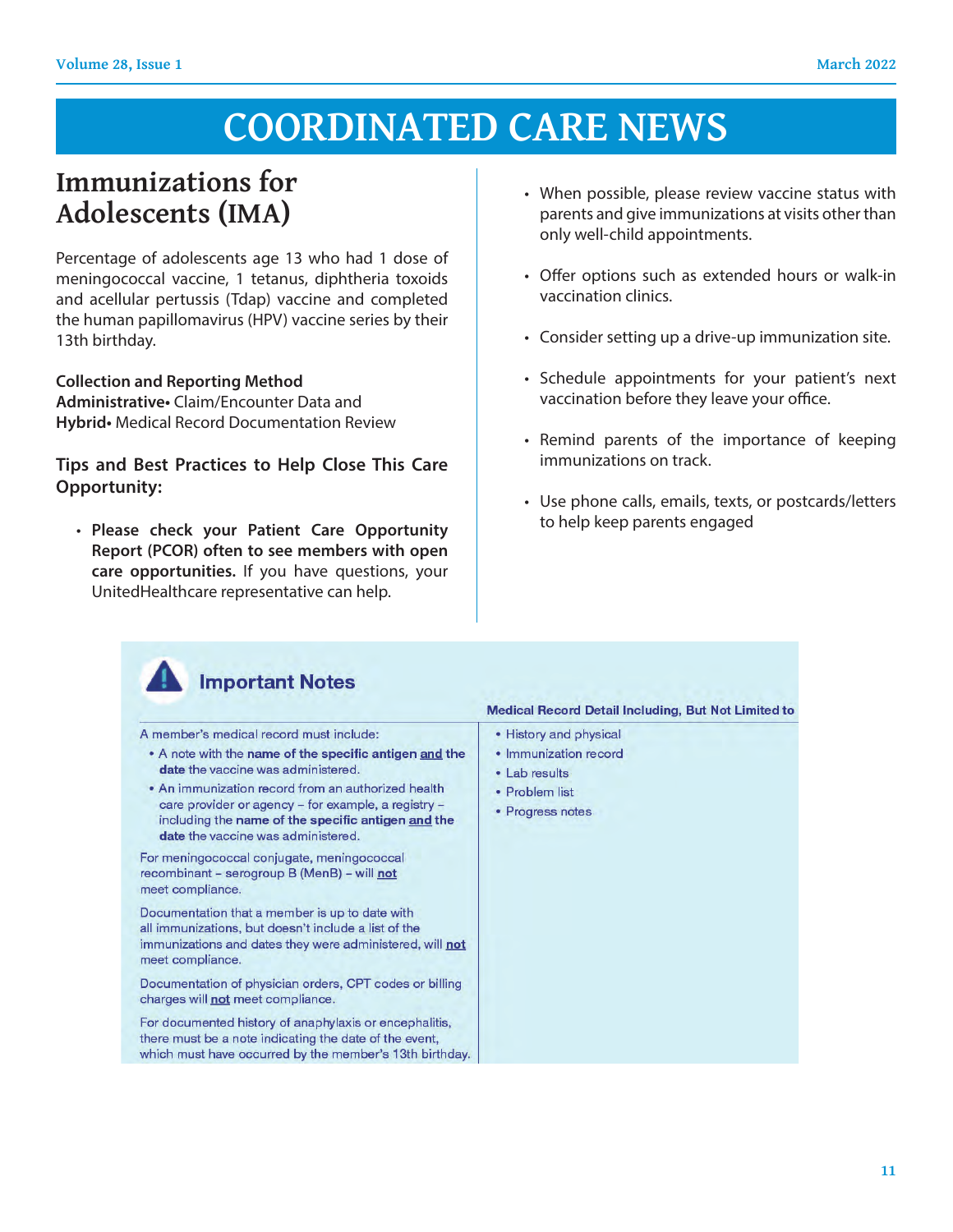# COORDINATED CARE NEWS

## Immunizations for Adolescents (IMA)

Percentage of adolescents age 13 who had 1 dose of meningococcal vaccine, 1 tetanus, diphtheria toxoids and acellular pertussis (Tdap) vaccine and completed the human papillomavirus (HPV) vaccine series by their 13th birthday.

**Collection and Reporting Method**
**Administrative•** Claim/Encounter Data and
**Hybrid•** Medical Record Documentation Review

**Tips and Best Practices to Help Close This Care Opportunity:**

- **Please check your Patient Care Opportunity Report (PCOR) often to see members with open care opportunities.** If you have questions, your UnitedHealthcare representative can help.
- When possible, please review vaccine status with parents and give immunizations at visits other than only well-child appointments.
- Offer options such as extended hours or walk-in vaccination clinics.
- Consider setting up a drive-up immunization site.
- Schedule appointments for your patient's next vaccination before they leave your office.
- Remind parents of the importance of keeping immunizations on track.
- Use phone calls, emails, texts, or postcards/letters to help keep parents engaged

### Important Notes

A member's medical record must include:

- A note with the **name of the specific antigen and the date** the vaccine was administered.
- An immunization record from an authorized health care provider or agency – for example, a registry – including the **name of the specific antigen and the date** the vaccine was administered.

For meningococcal conjugate, meningococcal recombinant – serogroup B (MenB) – will **not** meet compliance.

Documentation that a member is up to date with all immunizations, but doesn't include a list of the immunizations and dates they were administered, will **not** meet compliance.

Documentation of physician orders, CPT codes or billing charges will **not** meet compliance.

For documented history of anaphylaxis or encephalitis, there must be a note indicating the date of the event, which must have occurred by the member's 13th birthday.

**Medical Record Detail Including, But Not Limited to**

- History and physical
- Immunization record
- Lab results
- Problem list
- Progress notes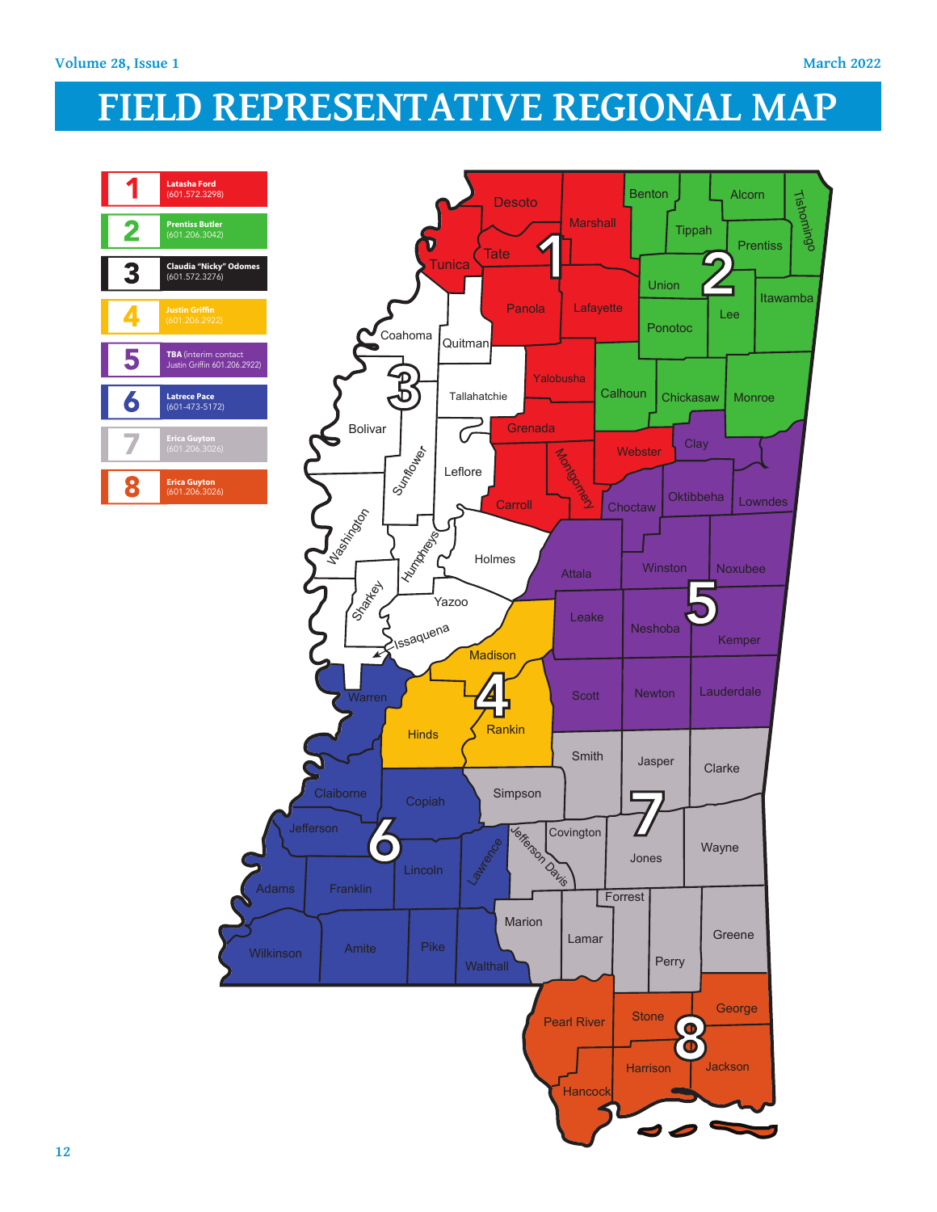# FIELD REPRESENTATIVE REGIONAL MAP

| Region | Field Representative |
| --- | --- |
| 1 | **Latasha Ford** (601.572.3298) |
| 2 | **Prentiss Butler** (601.206.3042) |
| 3 | **Claudia "Nicky" Odomes** (601.572.3276) |
| 4 | **Justin Griffin** (601.206.2922) |
| 5 | **TBA** (interim contact Justin Griffin 601.206.2922) |
| 6 | **Latrece Pace** (601-473-5172) |
| 7 | **Erica Guyton** (601.206.3026) |
| 8 | **Erica Guyton** (601.206.3026) |

**Region 1:** Desoto, Marshall, Tunica, Tate, Panola, Lafayette, Yalobusha, Grenada, Webster, Montgomery, Carroll

**Region 2:** Benton, Alcorn, Tishomingo, Tippah, Prentiss, Union, Itawamba, Lee, Ponotoc, Calhoun, Chickasaw, Monroe

**Region 3:** Coahoma, Quitman, Tallahatchie, Bolivar, Sunflower, Leflore, Washington, Humphreys, Holmes, Sharkey, Yazoo, Issaquena

**Region 4:** Madison, Hinds, Rankin

**Region 5:** Clay, Oktibbeha, Lowndes, Choctaw, Attala, Winston, Noxubee, Leake, Neshoba, Kemper, Scott, Newton, Lauderdale

**Region 6:** Warren, Claiborne, Copiah, Jefferson, Lincoln, Lawrence, Adams, Franklin, Wilkinson, Amite, Pike, Walthall

**Region 7:** Smith, Jasper, Clarke, Simpson, Covington, Jefferson Davis, Jones, Wayne, Forrest, Marion, Lamar, Perry, Greene

**Region 8:** Pearl River, Stone, George, Harrison, Jackson, Hancock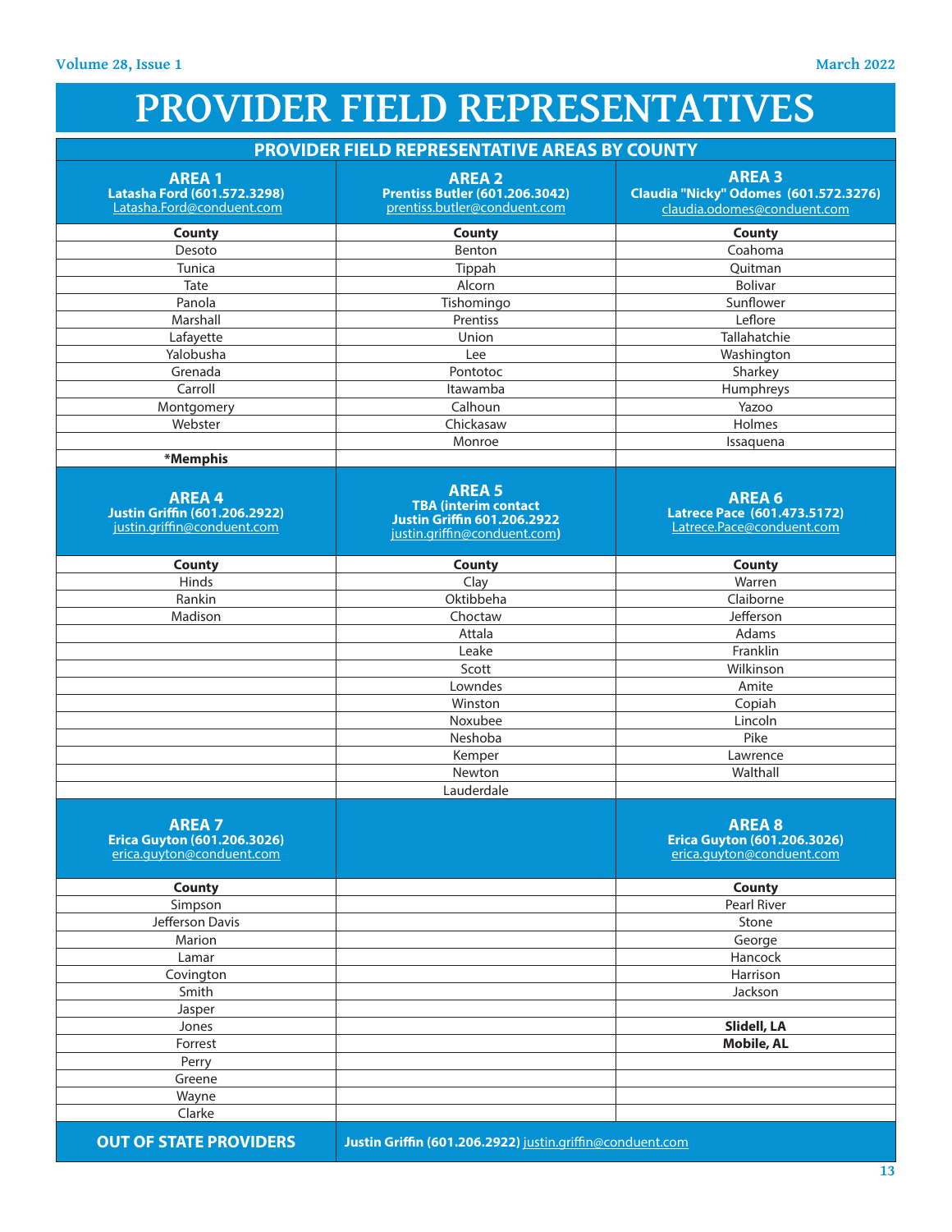# PROVIDER FIELD REPRESENTATIVES

## PROVIDER FIELD REPRESENTATIVE AREAS BY COUNTY

| AREA 1<br>Latasha Ford (601.572.3298)<br>Latasha.Ford@conduent.com | AREA 2<br>Prentiss Butler (601.206.3042)<br>prentiss.butler@conduent.com | AREA 3<br>Claudia "Nicky" Odomes (601.572.3276)<br>claudia.odomes@conduent.com |
|---|---|---|
| **County** | **County** | **County** |
| Desoto | Benton | Coahoma |
| Tunica | Tippah | Quitman |
| Tate | Alcorn | Bolivar |
| Panola | Tishomingo | Sunflower |
| Marshall | Prentiss | Leflore |
| Lafayette | Union | Tallahatchie |
| Yalobusha | Lee | Washington |
| Grenada | Pontotoc | Sharkey |
| Carroll | Itawamba | Humphreys |
| Montgomery | Calhoun | Yazoo |
| Webster | Chickasaw | Holmes |
| | Monroe | Issaquena |
| **\*Memphis** | | |
| **AREA 4**<br>**Justin Griffin (601.206.2922)**<br>justin.griffin@conduent.com | **AREA 5**<br>**TBA (interim contact**<br>**Justin Griffin 601.206.2922**<br>justin.griffin@conduent.com**)** | **AREA 6**<br>**Latrece Pace (601.473.5172)**<br>Latrece.Pace@conduent.com |
| **County** | **County** | **County** |
| Hinds | Clay | Warren |
| Rankin | Oktibbeha | Claiborne |
| Madison | Choctaw | Jefferson |
| | Attala | Adams |
| | Leake | Franklin |
| | Scott | Wilkinson |
| | Lowndes | Amite |
| | Winston | Copiah |
| | Noxubee | Lincoln |
| | Neshoba | Pike |
| | Kemper | Lawrence |
| | Newton | Walthall |
| | Lauderdale | |
| **AREA 7**<br>**Erica Guyton (601.206.3026)**<br>erica.guyton@conduent.com | | **AREA 8**<br>**Erica Guyton (601.206.3026)**<br>erica.guyton@conduent.com |
| **County** | | **County** |
| Simpson | | Pearl River |
| Jefferson Davis | | Stone |
| Marion | | George |
| Lamar | | Hancock |
| Covington | | Harrison |
| Smith | | Jackson |
| Jasper | | |
| Jones | | **Slidell, LA** |
| Forrest | | **Mobile, AL** |
| Perry | | |
| Greene | | |
| Wayne | | |
| Clarke | | |
| **OUT OF STATE PROVIDERS** | **Justin Griffin (601.206.2922)** justin.griffin@conduent.com | |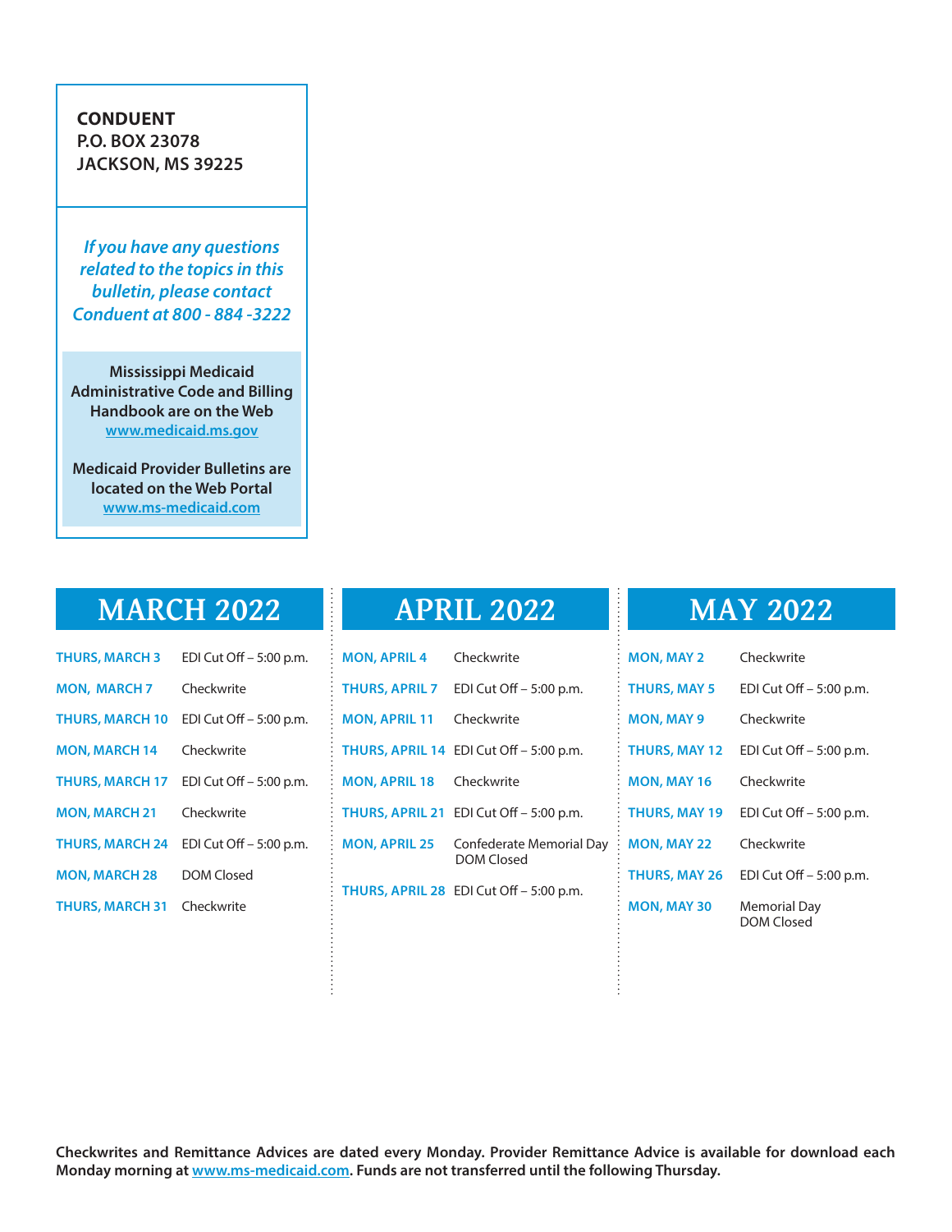**CONDUENT**
**P.O. BOX 23078**
**JACKSON, MS 39225**

***If you have any questions related to the topics in this bulletin, please contact Conduent at 800 - 884 -3222***

**Mississippi Medicaid Administrative Code and Billing Handbook are on the Web**
**www.medicaid.ms.gov**

**Medicaid Provider Bulletins are located on the Web Portal**
**www.ms-medicaid.com**

## MARCH 2022

| | |
|---|---|
| THURS, MARCH 3 | EDI Cut Off – 5:00 p.m. |
| MON, MARCH 7 | Checkwrite |
| THURS, MARCH 10 | EDI Cut Off – 5:00 p.m. |
| MON, MARCH 14 | Checkwrite |
| THURS, MARCH 17 | EDI Cut Off – 5:00 p.m. |
| MON, MARCH 21 | Checkwrite |
| THURS, MARCH 24 | EDI Cut Off – 5:00 p.m. |
| MON, MARCH 28 | DOM Closed |
| THURS, MARCH 31 | Checkwrite |

## APRIL 2022

| | |
|---|---|
| MON, APRIL 4 | Checkwrite |
| THURS, APRIL 7 | EDI Cut Off – 5:00 p.m. |
| MON, APRIL 11 | Checkwrite |
| THURS, APRIL 14 | EDI Cut Off – 5:00 p.m. |
| MON, APRIL 18 | Checkwrite |
| THURS, APRIL 21 | EDI Cut Off – 5:00 p.m. |
| MON, APRIL 25 | Confederate Memorial Day DOM Closed |
| THURS, APRIL 28 | EDI Cut Off – 5:00 p.m. |

## MAY 2022

| | |
|---|---|
| MON, MAY 2 | Checkwrite |
| THURS, MAY 5 | EDI Cut Off – 5:00 p.m. |
| MON, MAY 9 | Checkwrite |
| THURS, MAY 12 | EDI Cut Off – 5:00 p.m. |
| MON, MAY 16 | Checkwrite |
| THURS, MAY 19 | EDI Cut Off – 5:00 p.m. |
| MON, MAY 22 | Checkwrite |
| THURS, MAY 26 | EDI Cut Off – 5:00 p.m. |
| MON, MAY 30 | Memorial Day DOM Closed |

**Checkwrites and Remittance Advices are dated every Monday. Provider Remittance Advice is available for download each Monday morning at www.ms-medicaid.com. Funds are not transferred until the following Thursday.**